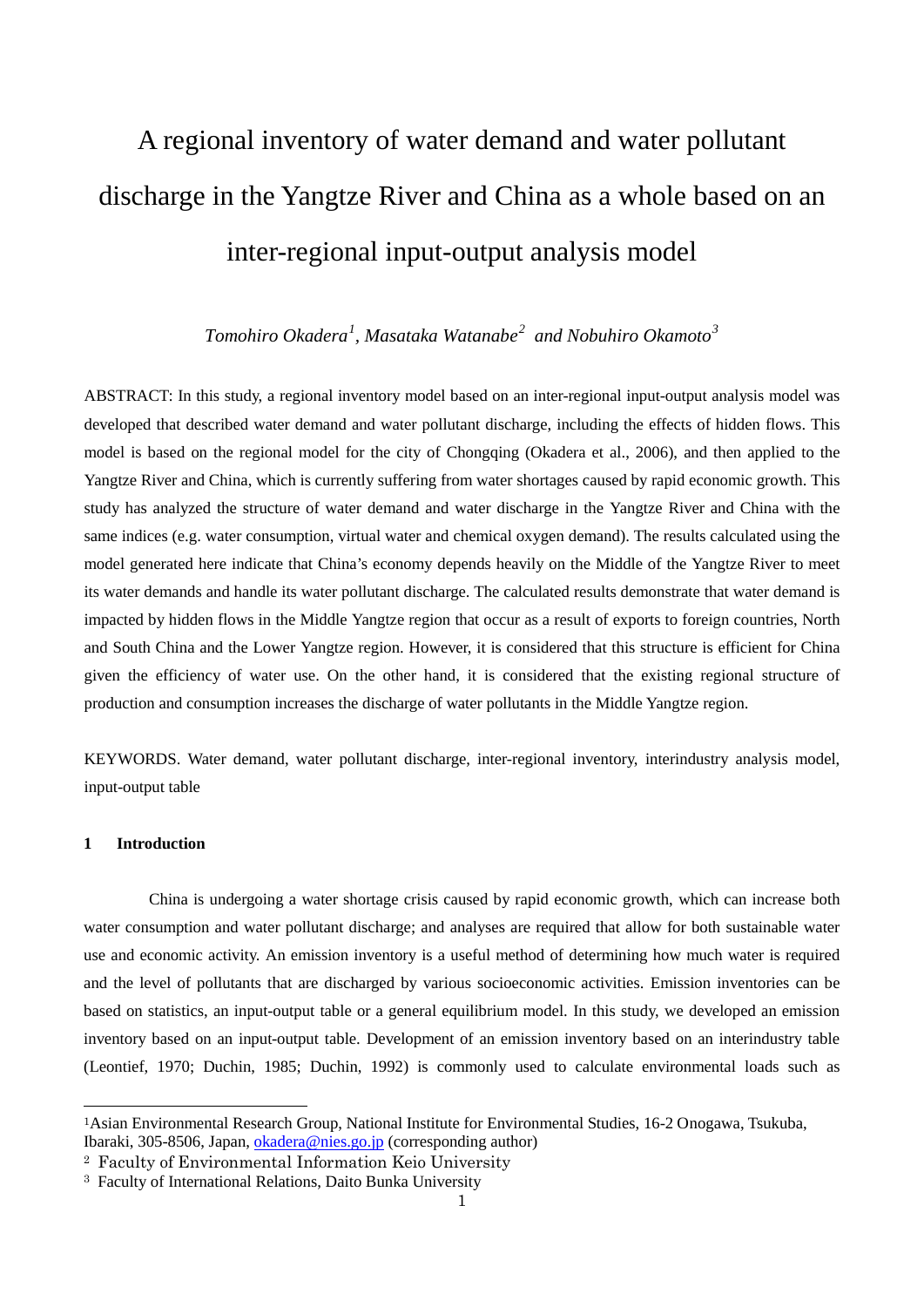# A regional inventory of water demand and water pollutant discharge in the Yangtze River and China as a whole based on an inter-regional input-output analysis model

*Tomohiro Okadera[1], Masataka Watanabe[2] and Nobuhiro Okamoto[3]*

ABSTRACT: In this study, a regional inventory model based on an inter-regional input-output analysis model was developed that described water demand and water pollutant discharge, including the effects of hidden flows. This model is based on the regional model for the city of Chongqing (Okadera et al., 2006), and then applied to the Yangtze River and China, which is currently suffering from water shortages caused by rapid economic growth. This study has analyzed the structure of water demand and water discharge in the Yangtze River and China with the same indices (e.g. water consumption, virtual water and chemical oxygen demand). The results calculated using the model generated here indicate that China's economy depends heavily on the Middle of the Yangtze River to meet its water demands and handle its water pollutant discharge. The calculated results demonstrate that water demand is impacted by hidden flows in the Middle Yangtze region that occur as a result of exports to foreign countries, North and South China and the Lower Yangtze region. However, it is considered that this structure is efficient for China given the efficiency of water use. On the other hand, it is considered that the existing regional structure of production and consumption increases the discharge of water pollutants in the Middle Yangtze region.

KEYWORDS. Water demand, water pollutant discharge, inter-regional inventory, interindustry analysis model, input-output table

## 1 Introduction

China is undergoing a water shortage crisis caused by rapid economic growth, which can increase both water consumption and water pollutant discharge; and analyses are required that allow for both sustainable water use and economic activity. An emission inventory is a useful method of determining how much water is required and the level of pollutants that are discharged by various socioeconomic activities. Emission inventories can be based on statistics, an input-output table or a general equilibrium model. In this study, we developed an emission inventory based on an input-output table. Development of an emission inventory based on an interindustry table (Leontief, 1970; Duchin, 1985; Duchin, 1992) is commonly used to calculate environmental loads such as

---

[1] Asian Environmental Research Group, National Institute for Environmental Studies, 16-2 Onogawa, Tsukuba, Ibaraki, 305-8506, Japan, okadera@nies.go.jp (corresponding author)

[2] Faculty of Environmental Information Keio University

[3] Faculty of International Relations, Daito Bunka University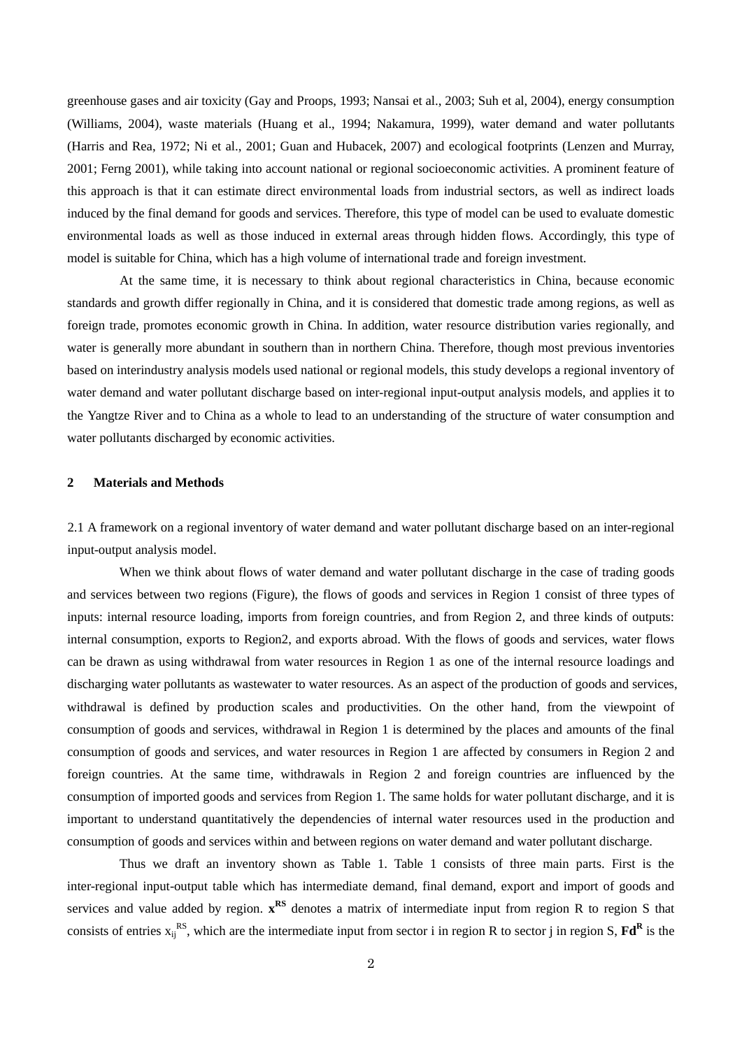greenhouse gases and air toxicity (Gay and Proops, 1993; Nansai et al., 2003; Suh et al, 2004), energy consumption (Williams, 2004), waste materials (Huang et al., 1994; Nakamura, 1999), water demand and water pollutants (Harris and Rea, 1972; Ni et al., 2001; Guan and Hubacek, 2007) and ecological footprints (Lenzen and Murray, 2001; Ferng 2001), while taking into account national or regional socioeconomic activities. A prominent feature of this approach is that it can estimate direct environmental loads from industrial sectors, as well as indirect loads induced by the final demand for goods and services. Therefore, this type of model can be used to evaluate domestic environmental loads as well as those induced in external areas through hidden flows. Accordingly, this type of model is suitable for China, which has a high volume of international trade and foreign investment.

At the same time, it is necessary to think about regional characteristics in China, because economic standards and growth differ regionally in China, and it is considered that domestic trade among regions, as well as foreign trade, promotes economic growth in China. In addition, water resource distribution varies regionally, and water is generally more abundant in southern than in northern China. Therefore, though most previous inventories based on interindustry analysis models used national or regional models, this study develops a regional inventory of water demand and water pollutant discharge based on inter-regional input-output analysis models, and applies it to the Yangtze River and to China as a whole to lead to an understanding of the structure of water consumption and water pollutants discharged by economic activities.

## 2 Materials and Methods

2.1 A framework on a regional inventory of water demand and water pollutant discharge based on an inter-regional input-output analysis model.

When we think about flows of water demand and water pollutant discharge in the case of trading goods and services between two regions (Figure), the flows of goods and services in Region 1 consist of three types of inputs: internal resource loading, imports from foreign countries, and from Region 2, and three kinds of outputs: internal consumption, exports to Region2, and exports abroad. With the flows of goods and services, water flows can be drawn as using withdrawal from water resources in Region 1 as one of the internal resource loadings and discharging water pollutants as wastewater to water resources. As an aspect of the production of goods and services, withdrawal is defined by production scales and productivities. On the other hand, from the viewpoint of consumption of goods and services, withdrawal in Region 1 is determined by the places and amounts of the final consumption of goods and services, and water resources in Region 1 are affected by consumers in Region 2 and foreign countries. At the same time, withdrawals in Region 2 and foreign countries are influenced by the consumption of imported goods and services from Region 1. The same holds for water pollutant discharge, and it is important to understand quantitatively the dependencies of internal water resources used in the production and consumption of goods and services within and between regions on water demand and water pollutant discharge.

Thus we draft an inventory shown as Table 1. Table 1 consists of three main parts. First is the inter-regional input-output table which has intermediate demand, final demand, export and import of goods and services and value added by region. $\mathbf{x^{RS}}$ denotes a matrix of intermediate input from region R to region S that consists of entries $x_{ij}^{RS}$, which are the intermediate input from sector i in region R to sector j in region S, $\mathbf{Fd^{R}}$ is the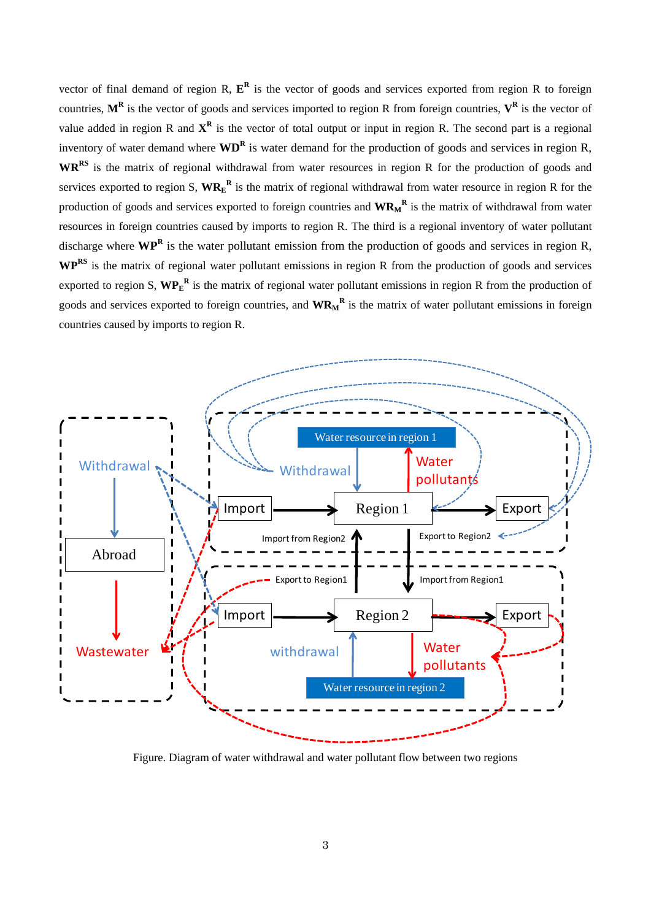vector of final demand of region R, $\mathbf{E}^{\mathbf{R}}$ is the vector of goods and services exported from region R to foreign countries, $\mathbf{M}^{\mathbf{R}}$ is the vector of goods and services imported to region R from foreign countries, $\mathbf{V}^{\mathbf{R}}$ is the vector of value added in region R and $\mathbf{X}^{\mathbf{R}}$ is the vector of total output or input in region R. The second part is a regional inventory of water demand where $\mathbf{WD}^{\mathbf{R}}$ is water demand for the production of goods and services in region R, $\mathbf{WR}^{\mathbf{RS}}$ is the matrix of regional withdrawal from water resources in region R for the production of goods and services exported to region S, $\mathbf{WR_E}^{\mathbf{R}}$ is the matrix of regional withdrawal from water resource in region R for the production of goods and services exported to foreign countries and $\mathbf{WR_M}^{\mathbf{R}}$ is the matrix of withdrawal from water resources in foreign countries caused by imports to region R. The third is a regional inventory of water pollutant discharge where $\mathbf{WP}^{\mathbf{R}}$ is the water pollutant emission from the production of goods and services in region R, $\mathbf{WP}^{\mathbf{RS}}$ is the matrix of regional water pollutant emissions in region R from the production of goods and services exported to region S, $\mathbf{WP_E}^{\mathbf{R}}$ is the matrix of regional water pollutant emissions in region R from the production of goods and services exported to foreign countries, and $\mathbf{WR_M}^{\mathbf{R}}$ is the matrix of water pollutant emissions in foreign countries caused by imports to region R.

Figure. Diagram of water withdrawal and water pollutant flow between two regions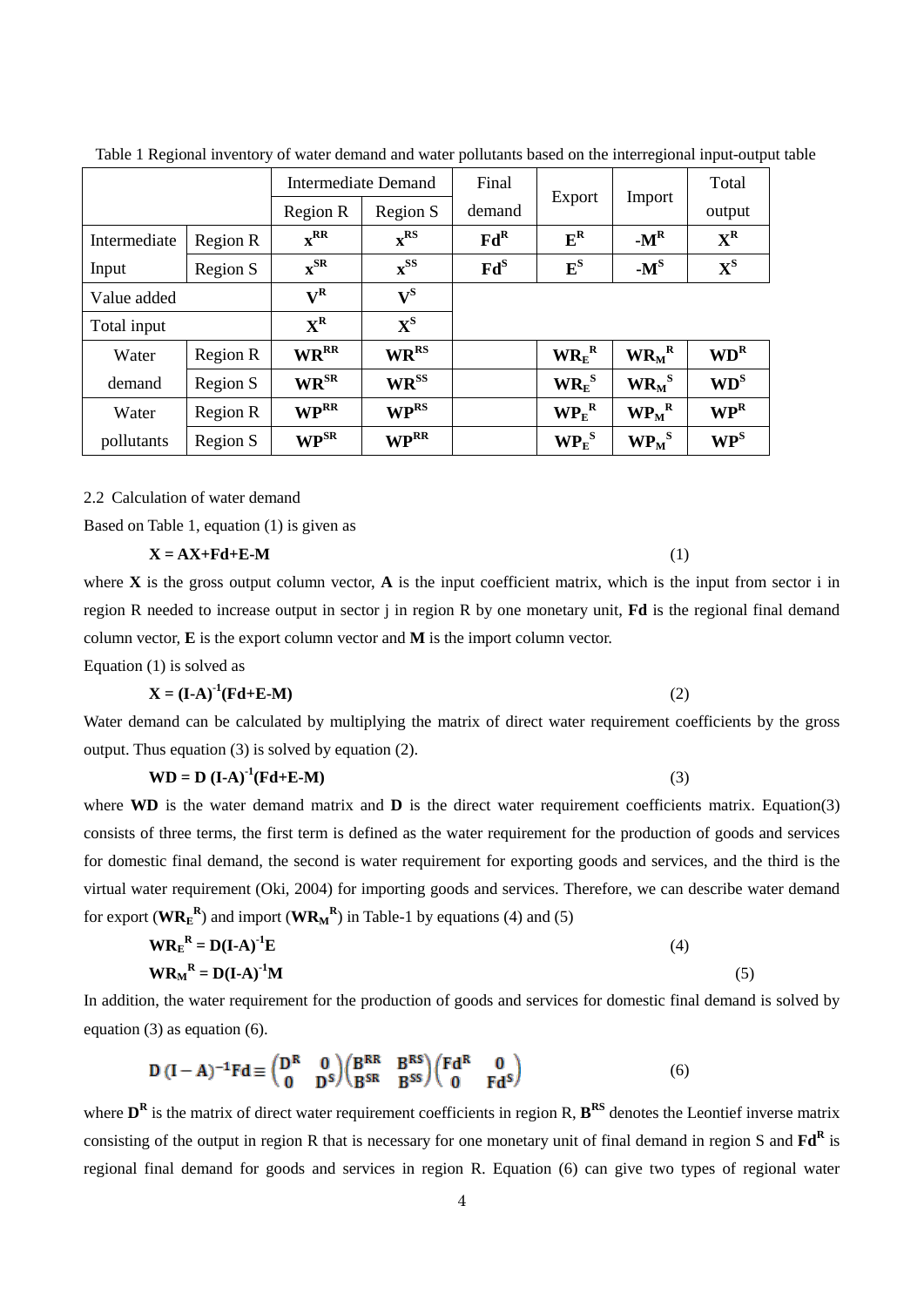Table 1 Regional inventory of water demand and water pollutants based on the interregional input-output table

| | | Intermediate Demand | | Final demand | Export | Import | Total output |
|---|---|---|---|---|---|---|---|
| | | Region R | Region S | | | | |
| Intermediate Input | Region R | $\mathbf{x^{RR}}$ | $\mathbf{x^{RS}}$ | $\mathbf{Fd^{R}}$ | $\mathbf{E^{R}}$ | $\mathbf{-M^{R}}$ | $\mathbf{X^{R}}$ |
| | Region S | $\mathbf{x^{SR}}$ | $\mathbf{x^{SS}}$ | $\mathbf{Fd^{S}}$ | $\mathbf{E^{S}}$ | $\mathbf{-M^{S}}$ | $\mathbf{X^{S}}$ |
| Value added | | $\mathbf{V^{R}}$ | $\mathbf{V^{S}}$ | | | | |
| Total input | | $\mathbf{X^{R}}$ | $\mathbf{X^{S}}$ | | | | |
| Water demand | Region R | $\mathbf{WR^{RR}}$ | $\mathbf{WR^{RS}}$ | | $\mathbf{WR_E^{\ R}}$ | $\mathbf{WR_M^{\ R}}$ | $\mathbf{WD^{R}}$ |
| | Region S | $\mathbf{WR^{SR}}$ | $\mathbf{WR^{SS}}$ | | $\mathbf{WR_E^{\ S}}$ | $\mathbf{WR_M^{\ S}}$ | $\mathbf{WD^{S}}$ |
| Water pollutants | Region R | $\mathbf{WP^{RR}}$ | $\mathbf{WP^{RS}}$ | | $\mathbf{WP_E^{\ R}}$ | $\mathbf{WP_M^{\ R}}$ | $\mathbf{WP^{R}}$ |
| | Region S | $\mathbf{WP^{SR}}$ | $\mathbf{WP^{RR}}$ | | $\mathbf{WP_E^{\ S}}$ | $\mathbf{WP_M^{\ S}}$ | $\mathbf{WP^{S}}$ |

2.2 Calculation of water demand

Based on Table 1, equation (1) is given as

$$\mathbf{X = AX+Fd+E\text{-}M} \tag{1}$$

where **X** is the gross output column vector, **A** is the input coefficient matrix, which is the input from sector i in region R needed to increase output in sector j in region R by one monetary unit, **Fd** is the regional final demand column vector, **E** is the export column vector and **M** is the import column vector.

Equation (1) is solved as

$$\mathbf{X = (I\text{-}A)^{-1}(Fd+E\text{-}M)} \tag{2}$$

Water demand can be calculated by multiplying the matrix of direct water requirement coefficients by the gross output. Thus equation (3) is solved by equation (2).

$$\mathbf{WD = D\,(I\text{-}A)^{-1}(Fd+E\text{-}M)} \tag{3}$$

where **WD** is the water demand matrix and **D** is the direct water requirement coefficients matrix. Equation(3) consists of three terms, the first term is defined as the water requirement for the production of goods and services for domestic final demand, the second is water requirement for exporting goods and services, and the third is the virtual water requirement (Oki, 2004) for importing goods and services. Therefore, we can describe water demand for export ($\mathbf{WR_E^{\ R}}$) and import ($\mathbf{WR_M^{\ R}}$) in Table-1 by equations (4) and (5)

$$\mathbf{WR_E^{\ R} = D(I\text{-}A)^{-1}E} \tag{4}$$

$$\mathbf{WR_M^{\ R} = D(I\text{-}A)^{-1}M} \tag{5}$$

In addition, the water requirement for the production of goods and services for domestic final demand is solved by equation (3) as equation (6).

$$\mathbf{D\,(I-A)^{-1}Fd} \equiv \begin{pmatrix} \mathbf{D^R} & \mathbf{0} \\ \mathbf{0} & \mathbf{D^S} \end{pmatrix} \begin{pmatrix} \mathbf{B^{RR}} & \mathbf{B^{RS}} \\ \mathbf{B^{SR}} & \mathbf{B^{SS}} \end{pmatrix} \begin{pmatrix} \mathbf{Fd^R} & \mathbf{0} \\ \mathbf{0} & \mathbf{Fd^S} \end{pmatrix} \tag{6}$$

where $\mathbf{D^R}$ is the matrix of direct water requirement coefficients in region R, $\mathbf{B^{RS}}$ denotes the Leontief inverse matrix consisting of the output in region R that is necessary for one monetary unit of final demand in region S and $\mathbf{Fd^R}$ is regional final demand for goods and services in region R. Equation (6) can give two types of regional water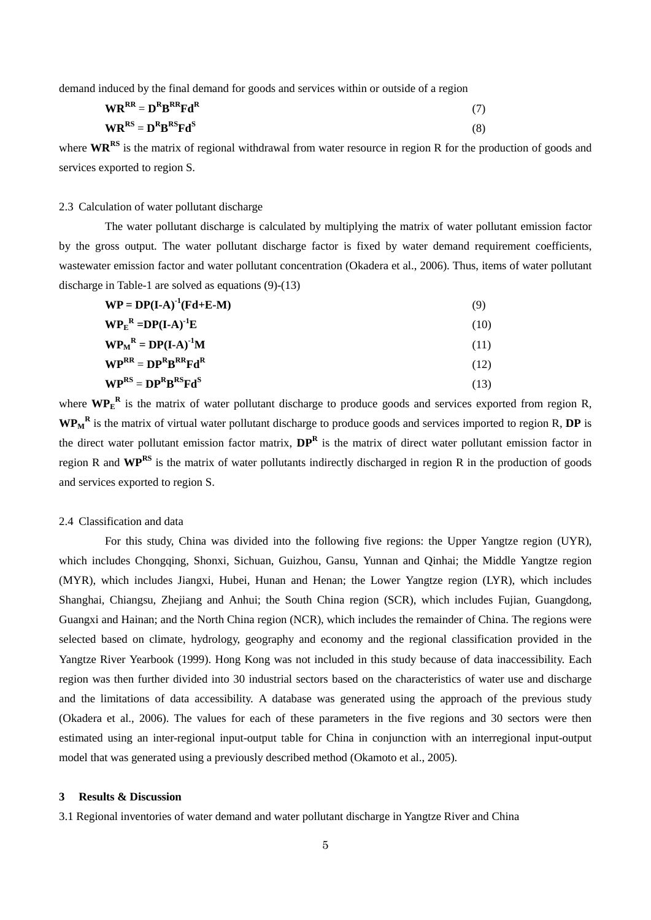demand induced by the final demand for goods and services within or outside of a region

$$\mathbf{WR^{RR}} = \mathbf{D^R B^{RR} Fd^R} \tag{7}$$

$$\mathbf{WR^{RS}} = \mathbf{D^R B^{RS} Fd^S} \tag{8}$$

where $\mathbf{WR^{RS}}$ is the matrix of regional withdrawal from water resource in region R for the production of goods and services exported to region S.

### 2.3 Calculation of water pollutant discharge

The water pollutant discharge is calculated by multiplying the matrix of water pollutant emission factor by the gross output. The water pollutant discharge factor is fixed by water demand requirement coefficients, wastewater emission factor and water pollutant concentration (Okadera et al., 2006). Thus, items of water pollutant discharge in Table-1 are solved as equations (9)-(13)

$$\mathbf{WP = DP(I\text{-}A)^{-1}(Fd+E\text{-}M)} \tag{9}$$

$$\mathbf{WP_E{}^R = DP(I\text{-}A)^{-1}E} \tag{10}$$

$$\mathbf{WP_M{}^R = DP(I\text{-}A)^{-1}M} \tag{11}$$

$$\mathbf{WP^{RR}} = \mathbf{DP^R B^{RR} Fd^R} \tag{12}$$

$$\mathbf{WP^{RS}} = \mathbf{DP^R B^{RS} Fd^S} \tag{13}$$

where $\mathbf{WP_E{}^R}$ is the matrix of water pollutant discharge to produce goods and services exported from region R, $\mathbf{WP_M{}^R}$ is the matrix of virtual water pollutant discharge to produce goods and services imported to region R, $\mathbf{DP}$ is the direct water pollutant emission factor matrix, $\mathbf{DP^R}$ is the matrix of direct water pollutant emission factor in region R and $\mathbf{WP^{RS}}$ is the matrix of water pollutants indirectly discharged in region R in the production of goods and services exported to region S.

### 2.4 Classification and data

For this study, China was divided into the following five regions: the Upper Yangtze region (UYR), which includes Chongqing, Shonxi, Sichuan, Guizhou, Gansu, Yunnan and Qinhai; the Middle Yangtze region (MYR), which includes Jiangxi, Hubei, Hunan and Henan; the Lower Yangtze region (LYR), which includes Shanghai, Chiangsu, Zhejiang and Anhui; the South China region (SCR), which includes Fujian, Guangdong, Guangxi and Hainan; and the North China region (NCR), which includes the remainder of China. The regions were selected based on climate, hydrology, geography and economy and the regional classification provided in the Yangtze River Yearbook (1999). Hong Kong was not included in this study because of data inaccessibility. Each region was then further divided into 30 industrial sectors based on the characteristics of water use and discharge and the limitations of data accessibility. A database was generated using the approach of the previous study (Okadera et al., 2006). The values for each of these parameters in the five regions and 30 sectors were then estimated using an inter-regional input-output table for China in conjunction with an interregional input-output model that was generated using a previously described method (Okamoto et al., 2005).

## 3 Results & Discussion

### 3.1 Regional inventories of water demand and water pollutant discharge in Yangtze River and China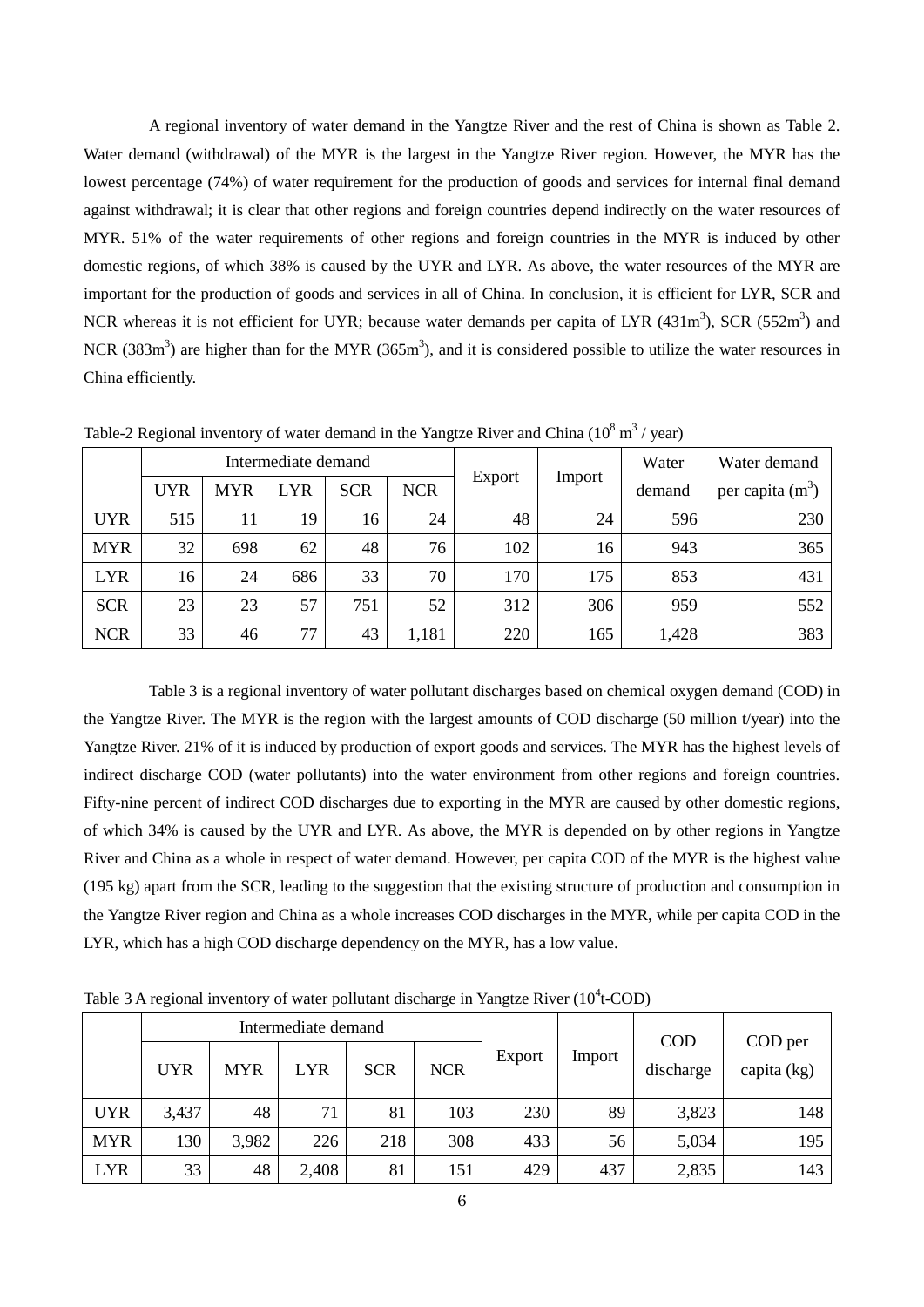A regional inventory of water demand in the Yangtze River and the rest of China is shown as Table 2. Water demand (withdrawal) of the MYR is the largest in the Yangtze River region. However, the MYR has the lowest percentage (74%) of water requirement for the production of goods and services for internal final demand against withdrawal; it is clear that other regions and foreign countries depend indirectly on the water resources of MYR. 51% of the water requirements of other regions and foreign countries in the MYR is induced by other domestic regions, of which 38% is caused by the UYR and LYR. As above, the water resources of the MYR are important for the production of goods and services in all of China. In conclusion, it is efficient for LYR, SCR and NCR whereas it is not efficient for UYR; because water demands per capita of LYR (431m$^3$), SCR (552m$^3$) and NCR (383m$^3$) are higher than for the MYR (365m$^3$), and it is considered possible to utilize the water resources in China efficiently.

Table-2 Regional inventory of water demand in the Yangtze River and China ($10^8$ m$^3$ / year)

| | Intermediate demand | | | | | Export | Import | Water demand | Water demand per capita (m$^3$) |
|---|---|---|---|---|---|---|---|---|---|
| | UYR | MYR | LYR | SCR | NCR | | | | |
| UYR | 515 | 11 | 19 | 16 | 24 | 48 | 24 | 596 | 230 |
| MYR | 32 | 698 | 62 | 48 | 76 | 102 | 16 | 943 | 365 |
| LYR | 16 | 24 | 686 | 33 | 70 | 170 | 175 | 853 | 431 |
| SCR | 23 | 23 | 57 | 751 | 52 | 312 | 306 | 959 | 552 |
| NCR | 33 | 46 | 77 | 43 | 1,181 | 220 | 165 | 1,428 | 383 |

Table 3 is a regional inventory of water pollutant discharges based on chemical oxygen demand (COD) in the Yangtze River. The MYR is the region with the largest amounts of COD discharge (50 million t/year) into the Yangtze River. 21% of it is induced by production of export goods and services. The MYR has the highest levels of indirect discharge COD (water pollutants) into the water environment from other regions and foreign countries. Fifty-nine percent of indirect COD discharges due to exporting in the MYR are caused by other domestic regions, of which 34% is caused by the UYR and LYR. As above, the MYR is depended on by other regions in Yangtze River and China as a whole in respect of water demand. However, per capita COD of the MYR is the highest value (195 kg) apart from the SCR, leading to the suggestion that the existing structure of production and consumption in the Yangtze River region and China as a whole increases COD discharges in the MYR, while per capita COD in the LYR, which has a high COD discharge dependency on the MYR, has a low value.

Table 3 A regional inventory of water pollutant discharge in Yangtze River ($10^4$t-COD)

| | Intermediate demand | | | | | Export | Import | COD discharge | COD per capita (kg) |
|---|---|---|---|---|---|---|---|---|---|
| | UYR | MYR | LYR | SCR | NCR | | | | |
| UYR | 3,437 | 48 | 71 | 81 | 103 | 230 | 89 | 3,823 | 148 |
| MYR | 130 | 3,982 | 226 | 218 | 308 | 433 | 56 | 5,034 | 195 |
| LYR | 33 | 48 | 2,408 | 81 | 151 | 429 | 437 | 2,835 | 143 |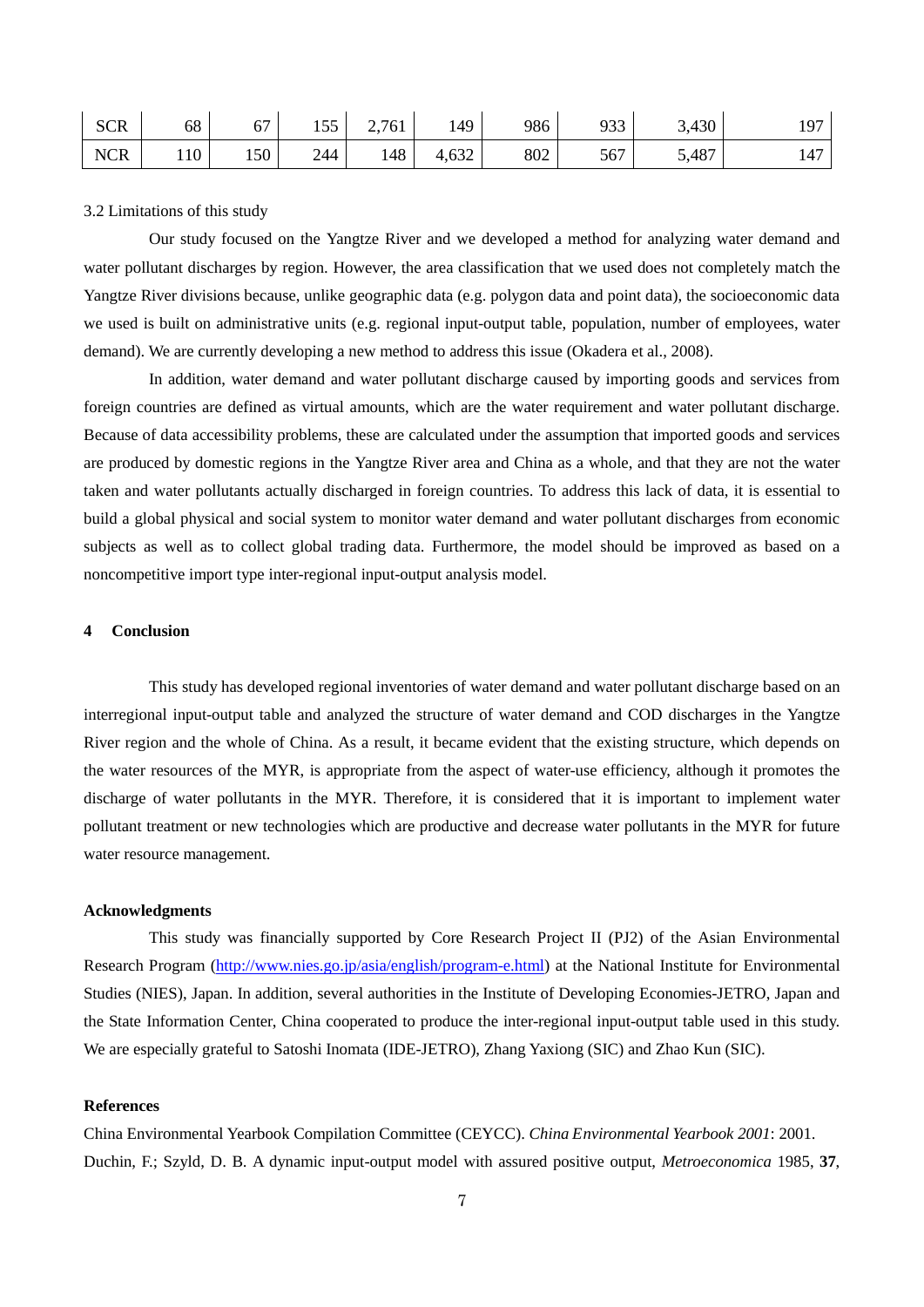| SCR | 68 | 67 | 155 | 2,761 | 149 | 986 | 933 | 3,430 | 197 |
|---|---|---|---|---|---|---|---|---|---|
| NCR | 110 | 150 | 244 | 148 | 4,632 | 802 | 567 | 5,487 | 147 |

3.2 Limitations of this study

Our study focused on the Yangtze River and we developed a method for analyzing water demand and water pollutant discharges by region. However, the area classification that we used does not completely match the Yangtze River divisions because, unlike geographic data (e.g. polygon data and point data), the socioeconomic data we used is built on administrative units (e.g. regional input-output table, population, number of employees, water demand). We are currently developing a new method to address this issue (Okadera et al., 2008).

In addition, water demand and water pollutant discharge caused by importing goods and services from foreign countries are defined as virtual amounts, which are the water requirement and water pollutant discharge. Because of data accessibility problems, these are calculated under the assumption that imported goods and services are produced by domestic regions in the Yangtze River area and China as a whole, and that they are not the water taken and water pollutants actually discharged in foreign countries. To address this lack of data, it is essential to build a global physical and social system to monitor water demand and water pollutant discharges from economic subjects as well as to collect global trading data. Furthermore, the model should be improved as based on a noncompetitive import type inter-regional input-output analysis model.

## 4 Conclusion

This study has developed regional inventories of water demand and water pollutant discharge based on an interregional input-output table and analyzed the structure of water demand and COD discharges in the Yangtze River region and the whole of China. As a result, it became evident that the existing structure, which depends on the water resources of the MYR, is appropriate from the aspect of water-use efficiency, although it promotes the discharge of water pollutants in the MYR. Therefore, it is considered that it is important to implement water pollutant treatment or new technologies which are productive and decrease water pollutants in the MYR for future water resource management.

### Acknowledgments

This study was financially supported by Core Research Project II (PJ2) of the Asian Environmental Research Program (http://www.nies.go.jp/asia/english/program-e.html) at the National Institute for Environmental Studies (NIES), Japan. In addition, several authorities in the Institute of Developing Economies-JETRO, Japan and the State Information Center, China cooperated to produce the inter-regional input-output table used in this study. We are especially grateful to Satoshi Inomata (IDE-JETRO), Zhang Yaxiong (SIC) and Zhao Kun (SIC).

### References

China Environmental Yearbook Compilation Committee (CEYCC). *China Environmental Yearbook 2001*: 2001.

Duchin, F.; Szyld, D. B. A dynamic input-output model with assured positive output, *Metroeconomica* 1985, **37**,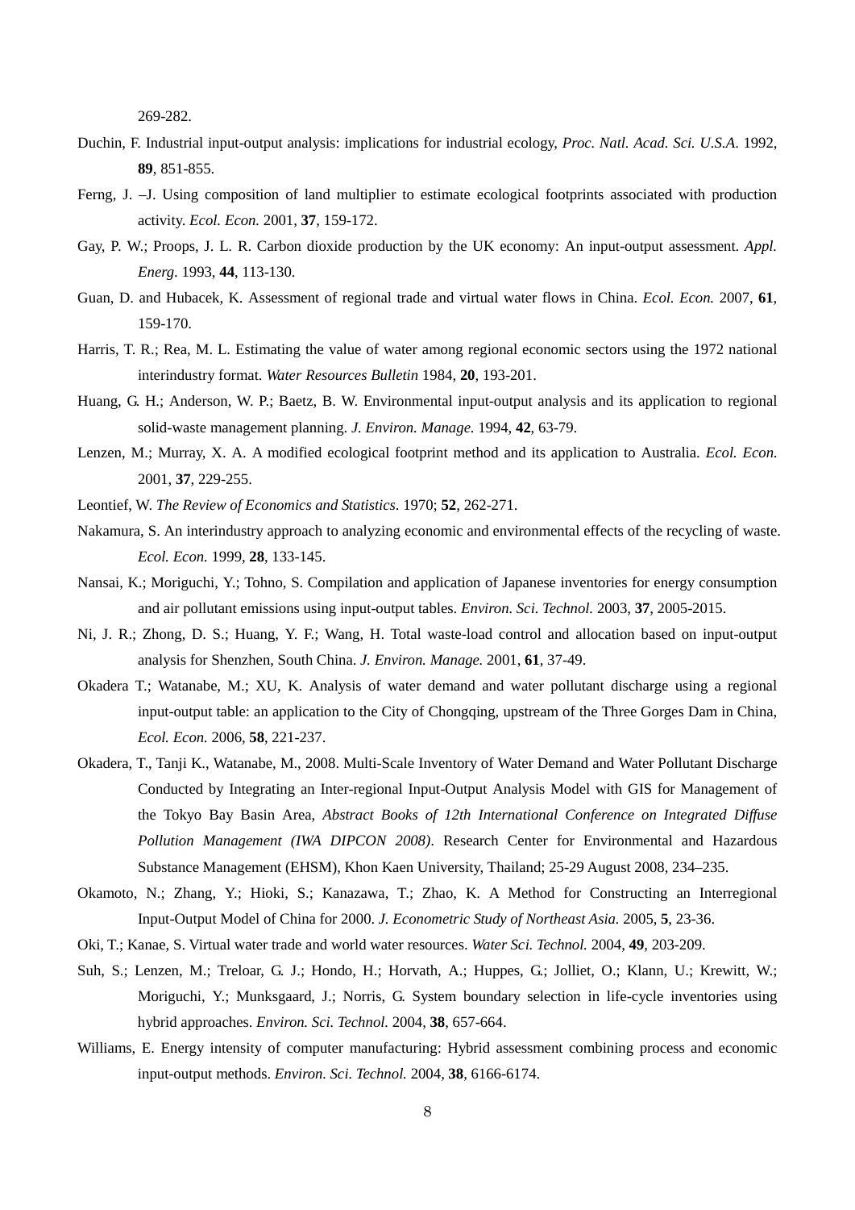269-282.

Duchin, F. Industrial input-output analysis: implications for industrial ecology, *Proc. Natl. Acad. Sci. U.S.A.* 1992, **89**, 851-855.

Ferng, J. –J. Using composition of land multiplier to estimate ecological footprints associated with production activity. *Ecol. Econ.* 2001, **37**, 159-172.

Gay, P. W.; Proops, J. L. R. Carbon dioxide production by the UK economy: An input-output assessment. *Appl. Energ*. 1993, **44**, 113-130.

Guan, D. and Hubacek, K. Assessment of regional trade and virtual water flows in China. *Ecol. Econ.* 2007, **61**, 159-170.

Harris, T. R.; Rea, M. L. Estimating the value of water among regional economic sectors using the 1972 national interindustry format. *Water Resources Bulletin* 1984, **20**, 193-201.

Huang, G. H.; Anderson, W. P.; Baetz, B. W. Environmental input-output analysis and its application to regional solid-waste management planning. *J. Environ. Manage.* 1994, **42**, 63-79.

Lenzen, M.; Murray, X. A. A modified ecological footprint method and its application to Australia. *Ecol. Econ.* 2001, **37**, 229-255.

Leontief, W. *The Review of Economics and Statistics*. 1970; **52**, 262-271.

Nakamura, S. An interindustry approach to analyzing economic and environmental effects of the recycling of waste. *Ecol. Econ.* 1999, **28**, 133-145.

Nansai, K.; Moriguchi, Y.; Tohno, S. Compilation and application of Japanese inventories for energy consumption and air pollutant emissions using input-output tables. *Environ. Sci. Technol.* 2003, **37**, 2005-2015.

Ni, J. R.; Zhong, D. S.; Huang, Y. F.; Wang, H. Total waste-load control and allocation based on input-output analysis for Shenzhen, South China. *J. Environ. Manage.* 2001, **61**, 37-49.

Okadera T.; Watanabe, M.; XU, K. Analysis of water demand and water pollutant discharge using a regional input-output table: an application to the City of Chongqing, upstream of the Three Gorges Dam in China, *Ecol. Econ.* 2006, **58**, 221-237.

Okadera, T., Tanji K., Watanabe, M., 2008. Multi-Scale Inventory of Water Demand and Water Pollutant Discharge Conducted by Integrating an Inter-regional Input-Output Analysis Model with GIS for Management of the Tokyo Bay Basin Area, *Abstract Books of 12th International Conference on Integrated Diffuse Pollution Management (IWA DIPCON 2008)*. Research Center for Environmental and Hazardous Substance Management (EHSM), Khon Kaen University, Thailand; 25-29 August 2008, 234–235.

Okamoto, N.; Zhang, Y.; Hioki, S.; Kanazawa, T.; Zhao, K. A Method for Constructing an Interregional Input-Output Model of China for 2000. *J. Econometric Study of Northeast Asia.* 2005, **5**, 23-36.

Oki, T.; Kanae, S. Virtual water trade and world water resources. *Water Sci. Technol.* 2004, **49**, 203-209.

Suh, S.; Lenzen, M.; Treloar, G. J.; Hondo, H.; Horvath, A.; Huppes, G.; Jolliet, O.; Klann, U.; Krewitt, W.; Moriguchi, Y.; Munksgaard, J.; Norris, G. System boundary selection in life-cycle inventories using hybrid approaches. *Environ. Sci. Technol.* 2004, **38**, 657-664.

Williams, E. Energy intensity of computer manufacturing: Hybrid assessment combining process and economic input-output methods. *Environ. Sci. Technol.* 2004, **38**, 6166-6174.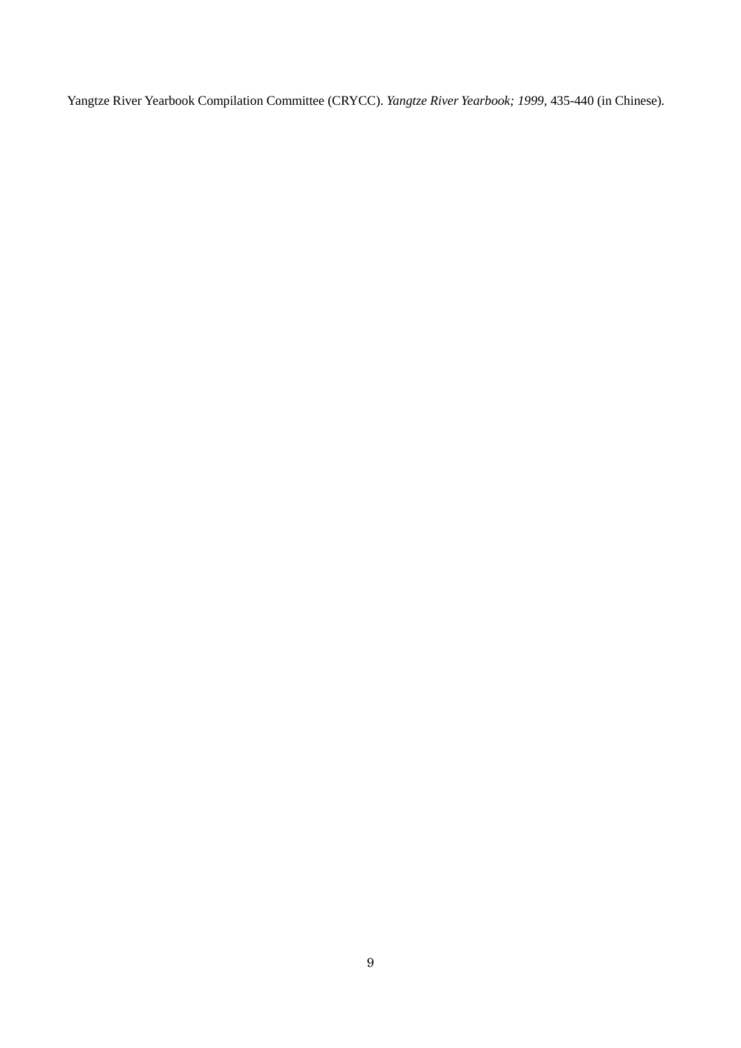Yangtze River Yearbook Compilation Committee (CRYCC). *Yangtze River Yearbook; 1999*, 435-440 (in Chinese).